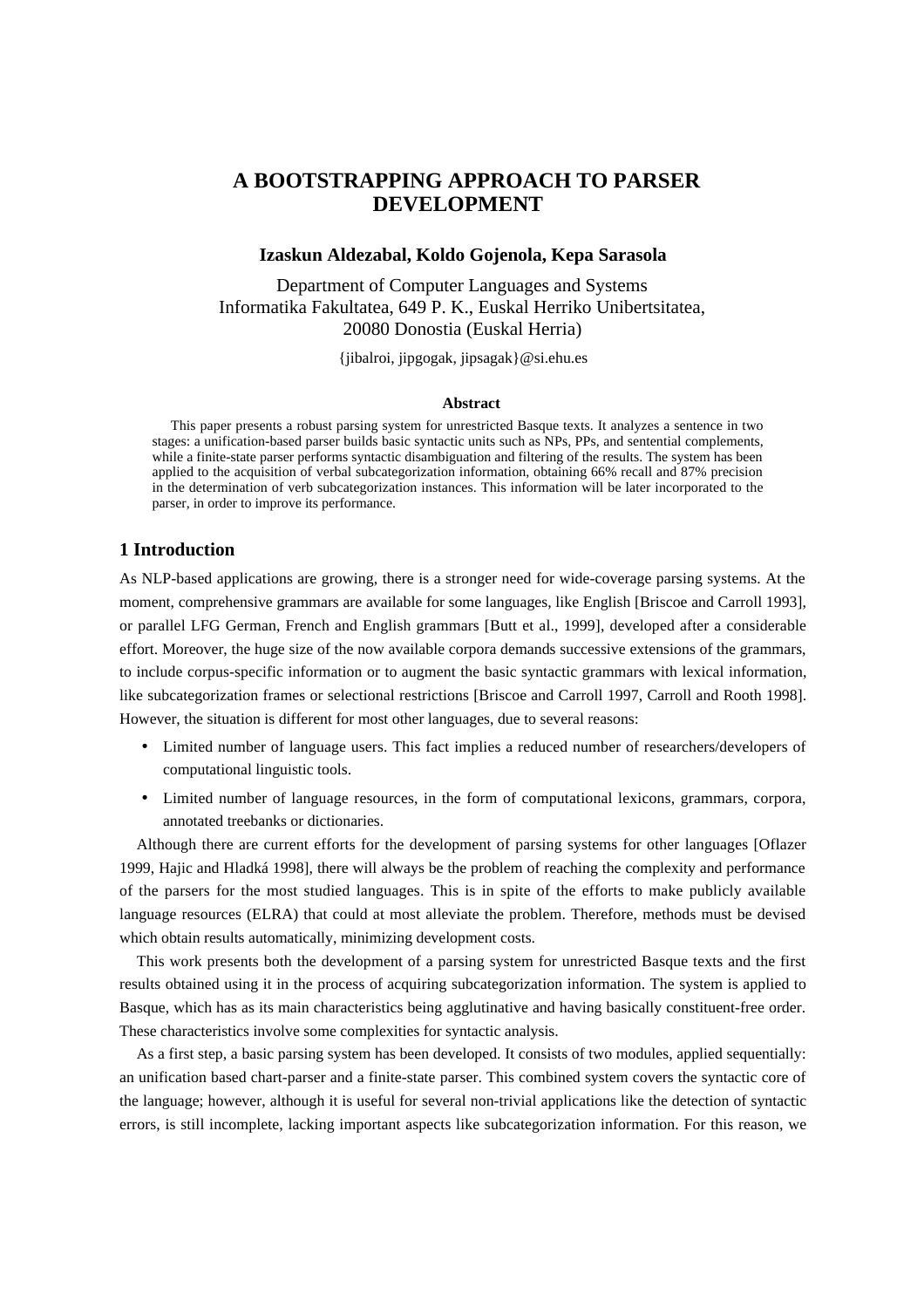# A BOOTSTRAPPING APPROACH TO PARSER DEVELOPMENT

**Izaskun Aldezabal, Koldo Gojenola, Kepa Sarasola**

Department of Computer Languages and Systems
Informatika Fakultatea, 649 P. K., Euskal Herriko Unibertsitatea,
20080 Donostia (Euskal Herria)

{jibalroi, jipgogak, jipsagak}@si.ehu.es

**Abstract**

This paper presents a robust parsing system for unrestricted Basque texts. It analyzes a sentence in two stages: a unification-based parser builds basic syntactic units such as NPs, PPs, and sentential complements, while a finite-state parser performs syntactic disambiguation and filtering of the results. The system has been applied to the acquisition of verbal subcategorization information, obtaining 66% recall and 87% precision in the determination of verb subcategorization instances. This information will be later incorporated to the parser, in order to improve its performance.

## 1 Introduction

As NLP-based applications are growing, there is a stronger need for wide-coverage parsing systems. At the moment, comprehensive grammars are available for some languages, like English [Briscoe and Carroll 1993], or parallel LFG German, French and English grammars [Butt et al., 1999], developed after a considerable effort. Moreover, the huge size of the now available corpora demands successive extensions of the grammars, to include corpus-specific information or to augment the basic syntactic grammars with lexical information, like subcategorization frames or selectional restrictions [Briscoe and Carroll 1997, Carroll and Rooth 1998]. However, the situation is different for most other languages, due to several reasons:

- Limited number of language users. This fact implies a reduced number of researchers/developers of computational linguistic tools.
- Limited number of language resources, in the form of computational lexicons, grammars, corpora, annotated treebanks or dictionaries.

Although there are current efforts for the development of parsing systems for other languages [Oflazer 1999, Hajic and Hladká 1998], there will always be the problem of reaching the complexity and performance of the parsers for the most studied languages. This is in spite of the efforts to make publicly available language resources (ELRA) that could at most alleviate the problem. Therefore, methods must be devised which obtain results automatically, minimizing development costs.

This work presents both the development of a parsing system for unrestricted Basque texts and the first results obtained using it in the process of acquiring subcategorization information. The system is applied to Basque, which has as its main characteristics being agglutinative and having basically constituent-free order. These characteristics involve some complexities for syntactic analysis.

As a first step, a basic parsing system has been developed. It consists of two modules, applied sequentially: an unification based chart-parser and a finite-state parser. This combined system covers the syntactic core of the language; however, although it is useful for several non-trivial applications like the detection of syntactic errors, is still incomplete, lacking important aspects like subcategorization information. For this reason, we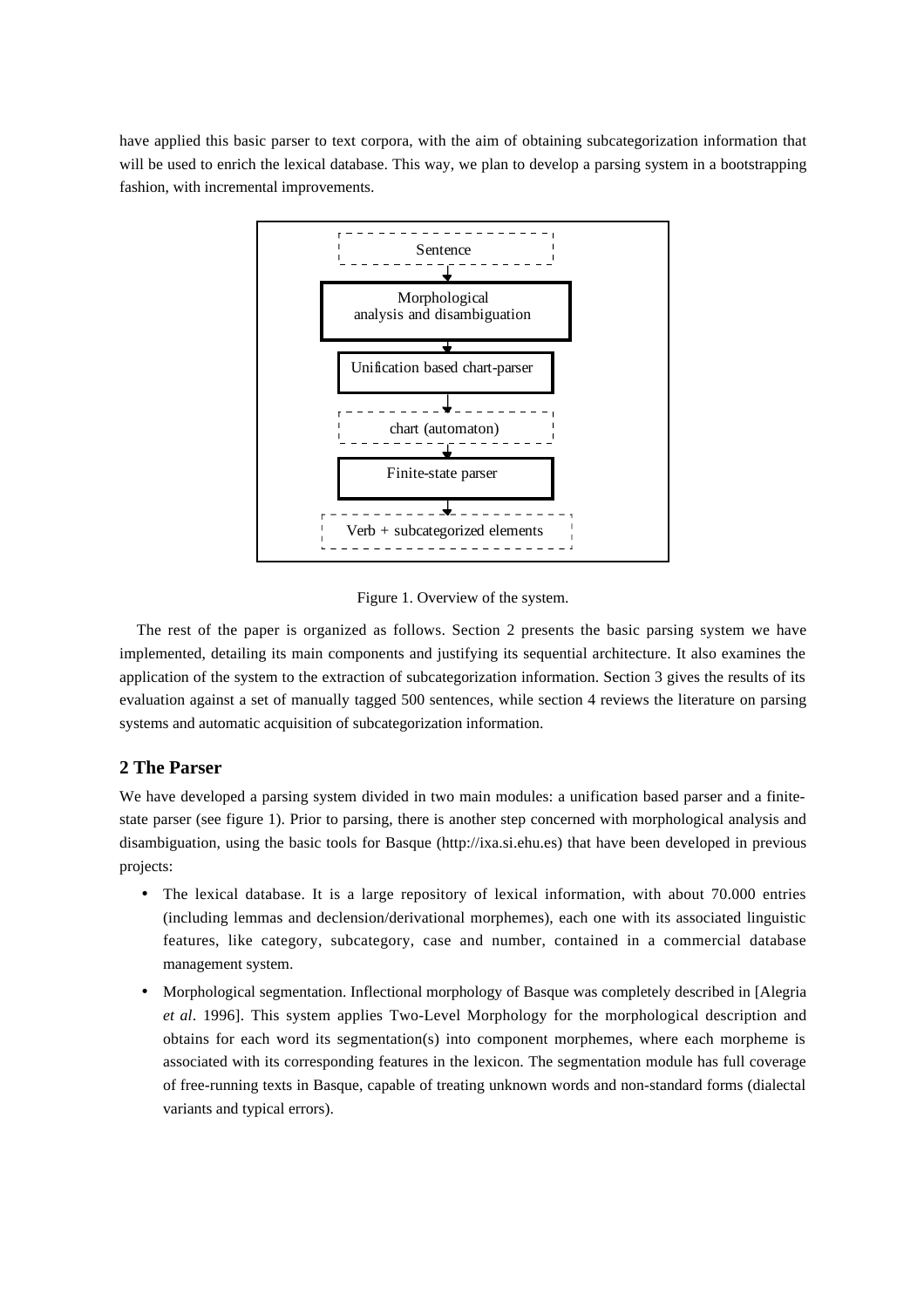have applied this basic parser to text corpora, with the aim of obtaining subcategorization information that will be used to enrich the lexical database. This way, we plan to develop a parsing system in a bootstrapping fashion, with incremental improvements.

Sentence
↓
Morphological analysis and disambiguation
↓
Unification based chart-parser
↓
chart (automaton)
↓
Finite-state parser
↓
Verb + subcategorized elements

Figure 1. Overview of the system.

The rest of the paper is organized as follows. Section 2 presents the basic parsing system we have implemented, detailing its main components and justifying its sequential architecture. It also examines the application of the system to the extraction of subcategorization information. Section 3 gives the results of its evaluation against a set of manually tagged 500 sentences, while section 4 reviews the literature on parsing systems and automatic acquisition of subcategorization information.

## 2 The Parser

We have developed a parsing system divided in two main modules: a unification based parser and a finite-state parser (see figure 1). Prior to parsing, there is another step concerned with morphological analysis and disambiguation, using the basic tools for Basque (http://ixa.si.ehu.es) that have been developed in previous projects:

- The lexical database. It is a large repository of lexical information, with about 70.000 entries (including lemmas and declension/derivational morphemes), each one with its associated linguistic features, like category, subcategory, case and number, contained in a commercial database management system.
- Morphological segmentation. Inflectional morphology of Basque was completely described in [Alegria *et al*. 1996]. This system applies Two-Level Morphology for the morphological description and obtains for each word its segmentation(s) into component morphemes, where each morpheme is associated with its corresponding features in the lexicon. The segmentation module has full coverage of free-running texts in Basque, capable of treating unknown words and non-standard forms (dialectal variants and typical errors).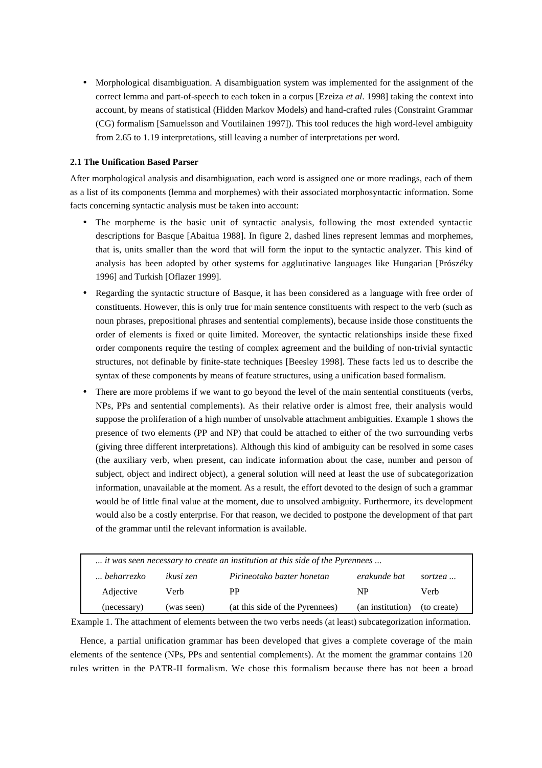- Morphological disambiguation. A disambiguation system was implemented for the assignment of the correct lemma and part-of-speech to each token in a corpus [Ezeiza *et al*. 1998] taking the context into account, by means of statistical (Hidden Markov Models) and hand-crafted rules (Constraint Grammar (CG) formalism [Samuelsson and Voutilainen 1997]). This tool reduces the high word-level ambiguity from 2.65 to 1.19 interpretations, still leaving a number of interpretations per word.

**2.1 The Unification Based Parser**

After morphological analysis and disambiguation, each word is assigned one or more readings, each of them as a list of its components (lemma and morphemes) with their associated morphosyntactic information. Some facts concerning syntactic analysis must be taken into account:

- The morpheme is the basic unit of syntactic analysis, following the most extended syntactic descriptions for Basque [Abaitua 1988]. In figure 2, dashed lines represent lemmas and morphemes, that is, units smaller than the word that will form the input to the syntactic analyzer. This kind of analysis has been adopted by other systems for agglutinative languages like Hungarian [Prószéky 1996] and Turkish [Oflazer 1999].
- Regarding the syntactic structure of Basque, it has been considered as a language with free order of constituents. However, this is only true for main sentence constituents with respect to the verb (such as noun phrases, prepositional phrases and sentential complements), because inside those constituents the order of elements is fixed or quite limited. Moreover, the syntactic relationships inside these fixed order components require the testing of complex agreement and the building of non-trivial syntactic structures, not definable by finite-state techniques [Beesley 1998]. These facts led us to describe the syntax of these components by means of feature structures, using a unification based formalism.
- There are more problems if we want to go beyond the level of the main sentential constituents (verbs, NPs, PPs and sentential complements). As their relative order is almost free, their analysis would suppose the proliferation of a high number of unsolvable attachment ambiguities. Example 1 shows the presence of two elements (PP and NP) that could be attached to either of the two surrounding verbs (giving three different interpretations). Although this kind of ambiguity can be resolved in some cases (the auxiliary verb, when present, can indicate information about the case, number and person of subject, object and indirect object), a general solution will need at least the use of subcategorization information, unavailable at the moment. As a result, the effort devoted to the design of such a grammar would be of little final value at the moment, due to unsolved ambiguity. Furthermore, its development would also be a costly enterprise. For that reason, we decided to postpone the development of that part of the grammar until the relevant information is available.

| *... it was seen necessary to create an institution at this side of the Pyrennees ...* | | | | |
|---|---|---|---|---|
| *... beharrezko* | *ikusi zen* | *Pirineotako bazter honetan* | *erakunde bat* | *sortzea ...* |
| Adjective | Verb | PP | NP | Verb |
| (necessary) | (was seen) | (at this side of the Pyrenees) | (an institution) | (to create) |

Example 1. The attachment of elements between the two verbs needs (at least) subcategorization information.

Hence, a partial unification grammar has been developed that gives a complete coverage of the main elements of the sentence (NPs, PPs and sentential complements). At the moment the grammar contains 120 rules written in the PATR-II formalism. We chose this formalism because there has not been a broad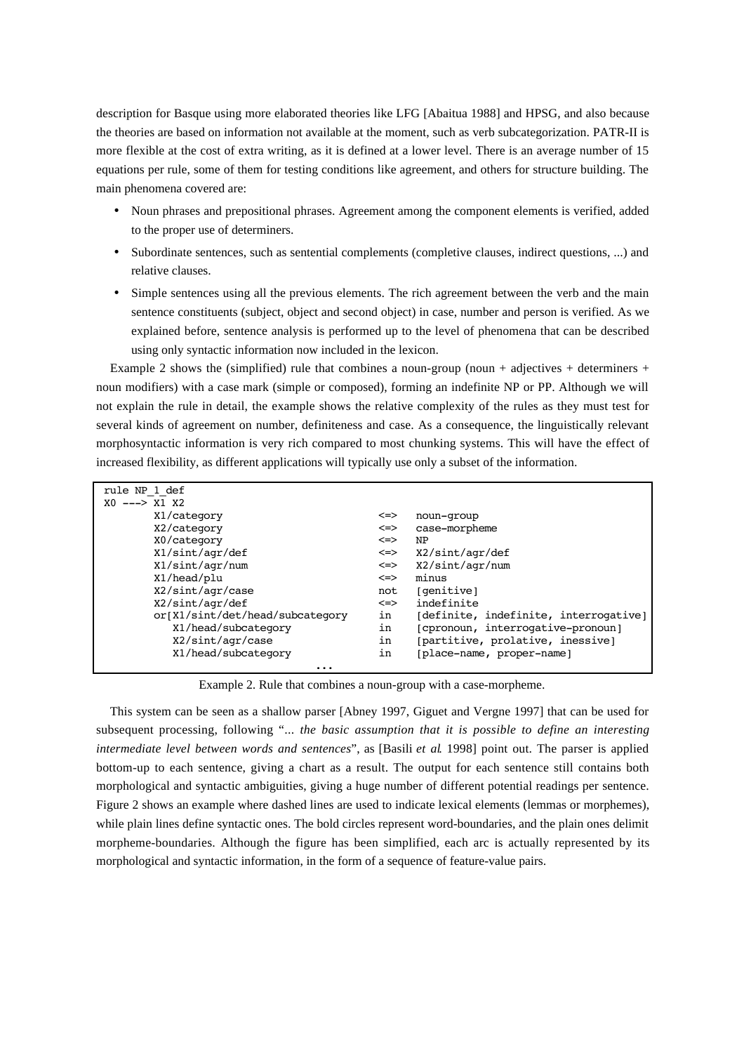description for Basque using more elaborated theories like LFG [Abaitua 1988] and HPSG, and also because the theories are based on information not available at the moment, such as verb subcategorization. PATR-II is more flexible at the cost of extra writing, as it is defined at a lower level. There is an average number of 15 equations per rule, some of them for testing conditions like agreement, and others for structure building. The main phenomena covered are:

- Noun phrases and prepositional phrases. Agreement among the component elements is verified, added to the proper use of determiners.
- Subordinate sentences, such as sentential complements (completive clauses, indirect questions, ...) and relative clauses.
- Simple sentences using all the previous elements. The rich agreement between the verb and the main sentence constituents (subject, object and second object) in case, number and person is verified. As we explained before, sentence analysis is performed up to the level of phenomena that can be described using only syntactic information now included in the lexicon.

Example 2 shows the (simplified) rule that combines a noun-group (noun + adjectives + determiners + noun modifiers) with a case mark (simple or composed), forming an indefinite NP or PP. Although we will not explain the rule in detail, the example shows the relative complexity of the rules as they must test for several kinds of agreement on number, definiteness and case. As a consequence, the linguistically relevant morphosyntactic information is very rich compared to most chunking systems. This will have the effect of increased flexibility, as different applications will typically use only a subset of the information.

```
rule NP_1_def
X0 ---> X1 X2
        X1/category                         <=>   noun-group
        X2/category                         <=>   case-morpheme
        X0/category                         <=>   NP
        X1/sint/agr/def                     <=>   X2/sint/agr/def
        X1/sint/agr/num                     <=>   X2/sint/agr/num
        X1/head/plu                         <=>   minus
        X2/sint/agr/case                    not   [genitive]
        X2/sint/agr/def                     <=>   indefinite
        or[X1/sint/det/head/subcategory     in    [definite, indefinite, interrogative]
           X1/head/subcategory              in    [cpronoun, interrogative-pronoun]
           X2/sint/agr/case                 in    [partitive, prolative, inessive]
           X1/head/subcategory              in    [place-name, proper-name]
                                  ...
```

Example 2. Rule that combines a noun-group with a case-morpheme.

This system can be seen as a shallow parser [Abney 1997, Giguet and Vergne 1997] that can be used for subsequent processing, following "*... the basic assumption that it is possible to define an interesting intermediate level between words and sentences*", as [Basili *et al.* 1998] point out. The parser is applied bottom-up to each sentence, giving a chart as a result. The output for each sentence still contains both morphological and syntactic ambiguities, giving a huge number of different potential readings per sentence. Figure 2 shows an example where dashed lines are used to indicate lexical elements (lemmas or morphemes), while plain lines define syntactic ones. The bold circles represent word-boundaries, and the plain ones delimit morpheme-boundaries. Although the figure has been simplified, each arc is actually represented by its morphological and syntactic information, in the form of a sequence of feature-value pairs.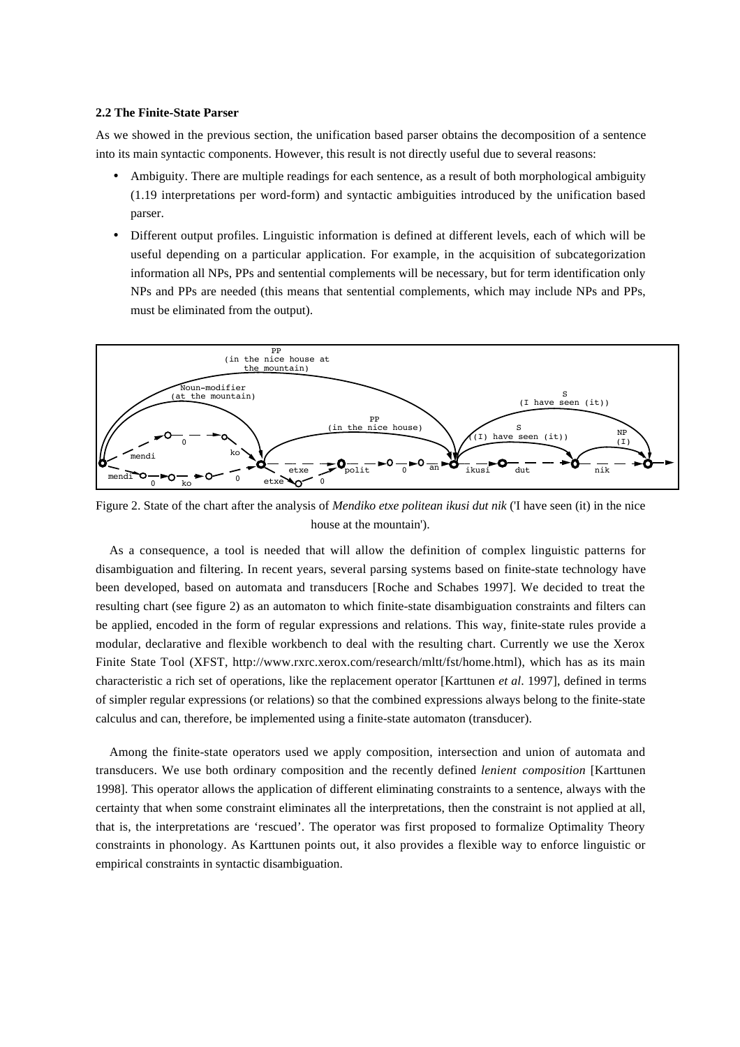### 2.2 The Finite-State Parser

As we showed in the previous section, the unification based parser obtains the decomposition of a sentence into its main syntactic components. However, this result is not directly useful due to several reasons:

- Ambiguity. There are multiple readings for each sentence, as a result of both morphological ambiguity (1.19 interpretations per word-form) and syntactic ambiguities introduced by the unification based parser.
- Different output profiles. Linguistic information is defined at different levels, each of which will be useful depending on a particular application. For example, in the acquisition of subcategorization information all NPs, PPs and sentential complements will be necessary, but for term identification only NPs and PPs are needed (this means that sentential complements, which may include NPs and PPs, must be eliminated from the output).

Figure 2. State of the chart after the analysis of *Mendiko etxe politean ikusi dut nik* ('I have seen (it) in the nice house at the mountain').

As a consequence, a tool is needed that will allow the definition of complex linguistic patterns for disambiguation and filtering. In recent years, several parsing systems based on finite-state technology have been developed, based on automata and transducers [Roche and Schabes 1997]. We decided to treat the resulting chart (see figure 2) as an automaton to which finite-state disambiguation constraints and filters can be applied, encoded in the form of regular expressions and relations. This way, finite-state rules provide a modular, declarative and flexible workbench to deal with the resulting chart. Currently we use the Xerox Finite State Tool (XFST, http://www.rxrc.xerox.com/research/mltt/fst/home.html), which has as its main characteristic a rich set of operations, like the replacement operator [Karttunen *et al*. 1997], defined in terms of simpler regular expressions (or relations) so that the combined expressions always belong to the finite-state calculus and can, therefore, be implemented using a finite-state automaton (transducer).

Among the finite-state operators used we apply composition, intersection and union of automata and transducers. We use both ordinary composition and the recently defined *lenient composition* [Karttunen 1998]. This operator allows the application of different eliminating constraints to a sentence, always with the certainty that when some constraint eliminates all the interpretations, then the constraint is not applied at all, that is, the interpretations are 'rescued'. The operator was first proposed to formalize Optimality Theory constraints in phonology. As Karttunen points out, it also provides a flexible way to enforce linguistic or empirical constraints in syntactic disambiguation.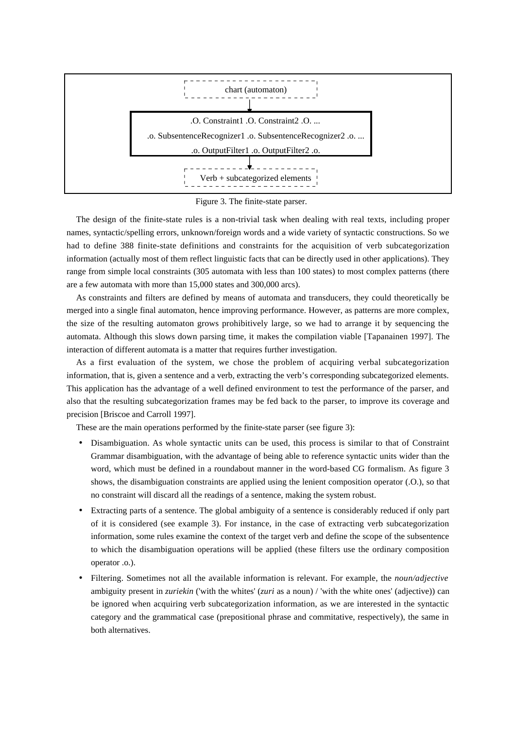chart (automaton)

.O. Constraint1 .O. Constraint2 .O. ...

.o. SubsentenceRecognizer1 .o. SubsentenceRecognizer2 .o. ...

.o. OutputFilter1 .o. OutputFilter2 .o.

Verb + subcategorized elements

Figure 3. The finite-state parser.

The design of the finite-state rules is a non-trivial task when dealing with real texts, including proper names, syntactic/spelling errors, unknown/foreign words and a wide variety of syntactic constructions. So we had to define 388 finite-state definitions and constraints for the acquisition of verb subcategorization information (actually most of them reflect linguistic facts that can be directly used in other applications). They range from simple local constraints (305 automata with less than 100 states) to most complex patterns (there are a few automata with more than 15,000 states and 300,000 arcs).

As constraints and filters are defined by means of automata and transducers, they could theoretically be merged into a single final automaton, hence improving performance. However, as patterns are more complex, the size of the resulting automaton grows prohibitively large, so we had to arrange it by sequencing the automata. Although this slows down parsing time, it makes the compilation viable [Tapanainen 1997]. The interaction of different automata is a matter that requires further investigation.

As a first evaluation of the system, we chose the problem of acquiring verbal subcategorization information, that is, given a sentence and a verb, extracting the verb's corresponding subcategorized elements. This application has the advantage of a well defined environment to test the performance of the parser, and also that the resulting subcategorization frames may be fed back to the parser, to improve its coverage and precision [Briscoe and Carroll 1997].

These are the main operations performed by the finite-state parser (see figure 3):

- Disambiguation. As whole syntactic units can be used, this process is similar to that of Constraint Grammar disambiguation, with the advantage of being able to reference syntactic units wider than the word, which must be defined in a roundabout manner in the word-based CG formalism. As figure 3 shows, the disambiguation constraints are applied using the lenient composition operator (.O.), so that no constraint will discard all the readings of a sentence, making the system robust.
- Extracting parts of a sentence. The global ambiguity of a sentence is considerably reduced if only part of it is considered (see example 3). For instance, in the case of extracting verb subcategorization information, some rules examine the context of the target verb and define the scope of the subsentence to which the disambiguation operations will be applied (these filters use the ordinary composition operator .o.).
- Filtering. Sometimes not all the available information is relevant. For example, the *noun/adjective* ambiguity present in *zuriekin* ('with the whites' (*zuri* as a noun) / 'with the white ones' (adjective)) can be ignored when acquiring verb subcategorization information, as we are interested in the syntactic category and the grammatical case (prepositional phrase and commitative, respectively), the same in both alternatives.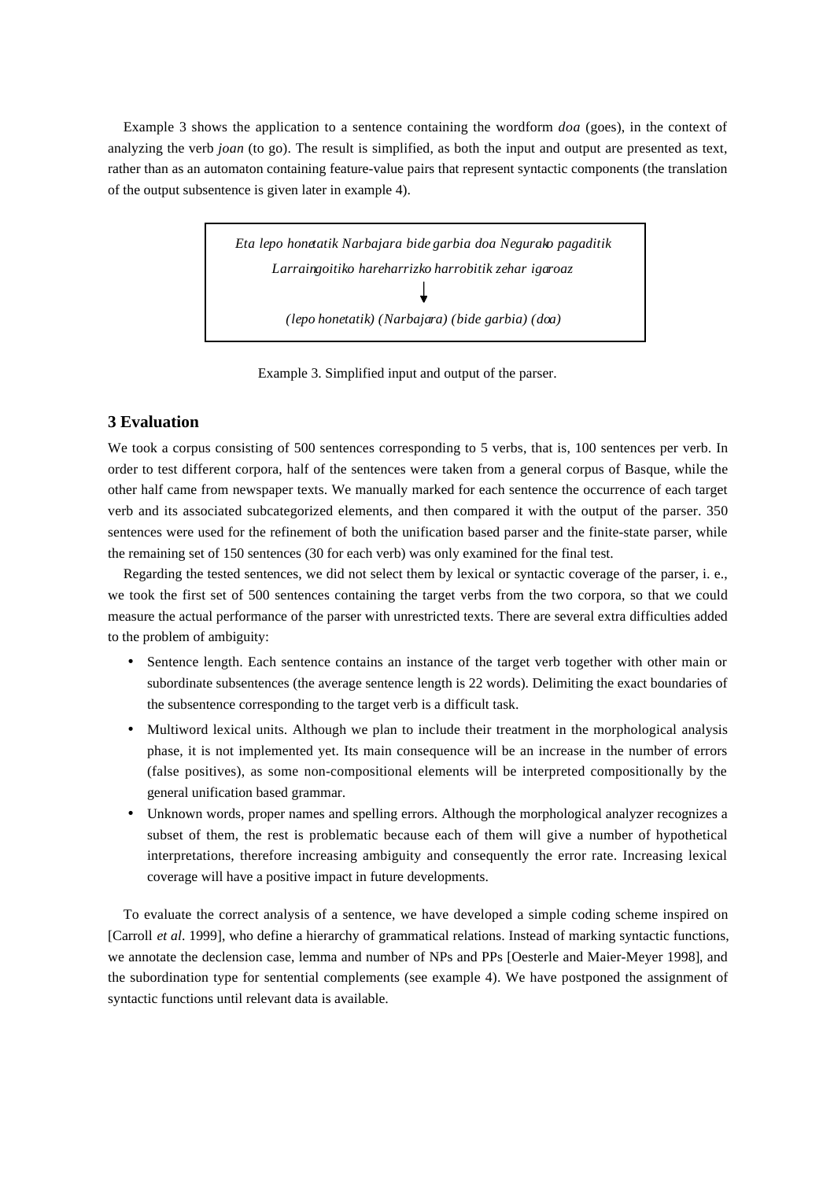Example 3 shows the application to a sentence containing the wordform *doa* (goes), in the context of analyzing the verb *joan* (to go). The result is simplified, as both the input and output are presented as text, rather than as an automaton containing feature-value pairs that represent syntactic components (the translation of the output subsentence is given later in example 4).

> *Eta lepo honetatik Narbajara bide garbia doa Negurako pagaditik Larraingoitiko hareharrizko harrobitik zehar igaroaz*
>
> ↓
>
> *(lepo honetatik) (Narbajara) (bide garbia) (doa)*

Example 3. Simplified input and output of the parser.

## 3 Evaluation

We took a corpus consisting of 500 sentences corresponding to 5 verbs, that is, 100 sentences per verb. In order to test different corpora, half of the sentences were taken from a general corpus of Basque, while the other half came from newspaper texts. We manually marked for each sentence the occurrence of each target verb and its associated subcategorized elements, and then compared it with the output of the parser. 350 sentences were used for the refinement of both the unification based parser and the finite-state parser, while the remaining set of 150 sentences (30 for each verb) was only examined for the final test.

Regarding the tested sentences, we did not select them by lexical or syntactic coverage of the parser, i. e., we took the first set of 500 sentences containing the target verbs from the two corpora, so that we could measure the actual performance of the parser with unrestricted texts. There are several extra difficulties added to the problem of ambiguity:

- Sentence length. Each sentence contains an instance of the target verb together with other main or subordinate subsentences (the average sentence length is 22 words). Delimiting the exact boundaries of the subsentence corresponding to the target verb is a difficult task.
- Multiword lexical units. Although we plan to include their treatment in the morphological analysis phase, it is not implemented yet. Its main consequence will be an increase in the number of errors (false positives), as some non-compositional elements will be interpreted compositionally by the general unification based grammar.
- Unknown words, proper names and spelling errors. Although the morphological analyzer recognizes a subset of them, the rest is problematic because each of them will give a number of hypothetical interpretations, therefore increasing ambiguity and consequently the error rate. Increasing lexical coverage will have a positive impact in future developments.

To evaluate the correct analysis of a sentence, we have developed a simple coding scheme inspired on [Carroll *et al*. 1999], who define a hierarchy of grammatical relations. Instead of marking syntactic functions, we annotate the declension case, lemma and number of NPs and PPs [Oesterle and Maier-Meyer 1998], and the subordination type for sentential complements (see example 4). We have postponed the assignment of syntactic functions until relevant data is available.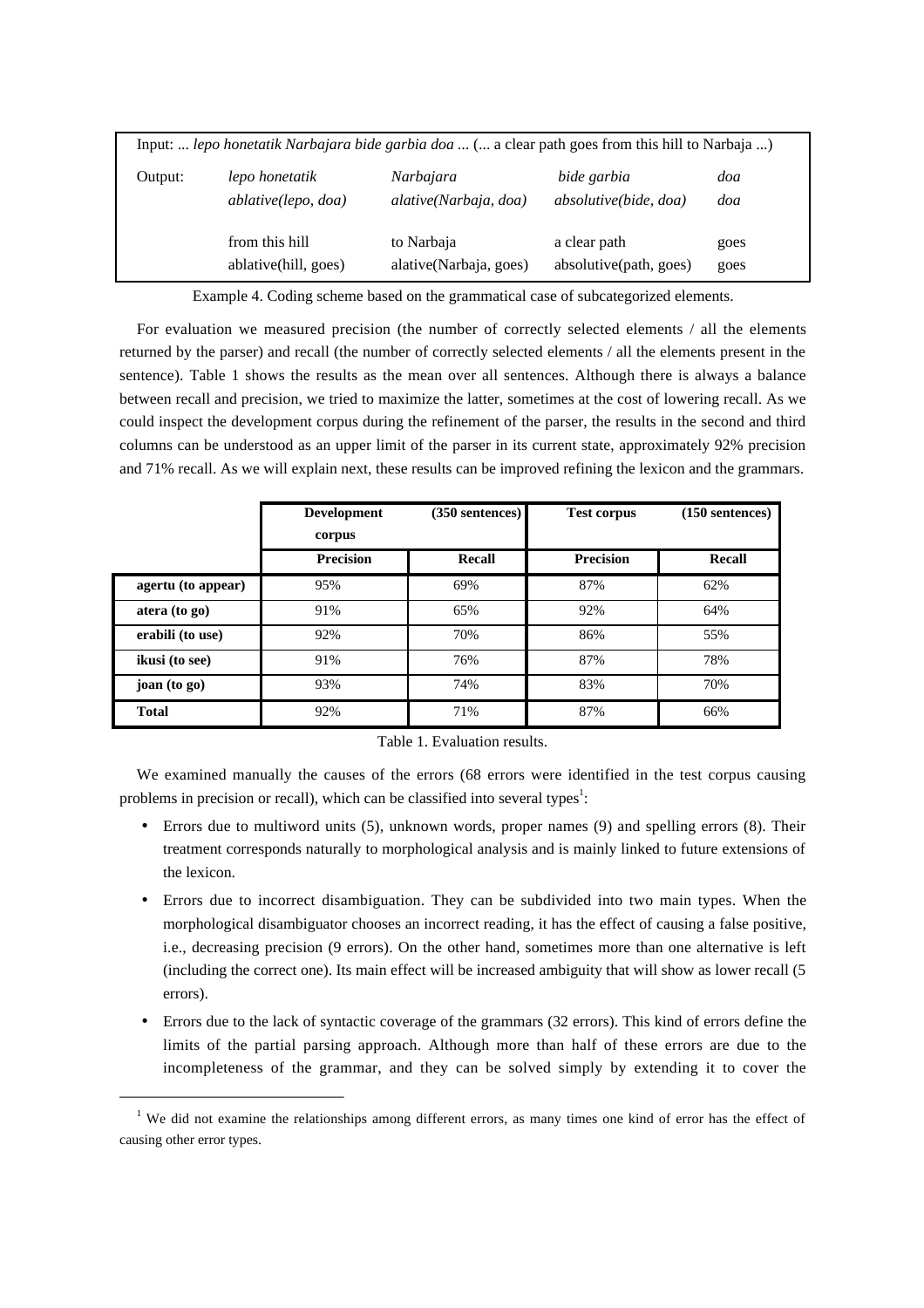| Input: ... *lepo honetatik Narbajara bide garbia doa* ... (... a clear path goes from this hill to Narbaja ...) | | | | |
|---|---|---|---|---|
| Output: | *lepo honetatik* | *Narbajara* | *bide garbia* | *doa* |
| | *ablative(lepo, doa)* | *alative(Narbaja, doa)* | *absolutive(bide, doa)* | *doa* |
| | from this hill | to Narbaja | a clear path | goes |
| | ablative(hill, goes) | alative(Narbaja, goes) | absolutive(path, goes) | goes |

Example 4. Coding scheme based on the grammatical case of subcategorized elements.

For evaluation we measured precision (the number of correctly selected elements / all the elements returned by the parser) and recall (the number of correctly selected elements / all the elements present in the sentence). Table 1 shows the results as the mean over all sentences. Although there is always a balance between recall and precision, we tried to maximize the latter, sometimes at the cost of lowering recall. As we could inspect the development corpus during the refinement of the parser, the results in the second and third columns can be understood as an upper limit of the parser in its current state, approximately 92% precision and 71% recall. As we will explain next, these results can be improved refining the lexicon and the grammars.

| | **Development corpus** | **(350 sentences)** | **Test corpus** | **(150 sentences)** |
|---|---|---|---|---|
| | **Precision** | **Recall** | **Precision** | **Recall** |
| **agertu (to appear)** | 95% | 69% | 87% | 62% |
| **atera (to go)** | 91% | 65% | 92% | 64% |
| **erabili (to use)** | 92% | 70% | 86% | 55% |
| **ikusi (to see)** | 91% | 76% | 87% | 78% |
| **joan (to go)** | 93% | 74% | 83% | 70% |
| **Total** | 92% | 71% | 87% | 66% |

Table 1. Evaluation results.

We examined manually the causes of the errors (68 errors were identified in the test corpus causing problems in precision or recall), which can be classified into several types[1]:

- Errors due to multiword units (5), unknown words, proper names (9) and spelling errors (8). Their treatment corresponds naturally to morphological analysis and is mainly linked to future extensions of the lexicon.
- Errors due to incorrect disambiguation. They can be subdivided into two main types. When the morphological disambiguator chooses an incorrect reading, it has the effect of causing a false positive, i.e., decreasing precision (9 errors). On the other hand, sometimes more than one alternative is left (including the correct one). Its main effect will be increased ambiguity that will show as lower recall (5 errors).
- Errors due to the lack of syntactic coverage of the grammars (32 errors). This kind of errors define the limits of the partial parsing approach. Although more than half of these errors are due to the incompleteness of the grammar, and they can be solved simply by extending it to cover the

[1] We did not examine the relationships among different errors, as many times one kind of error has the effect of causing other error types.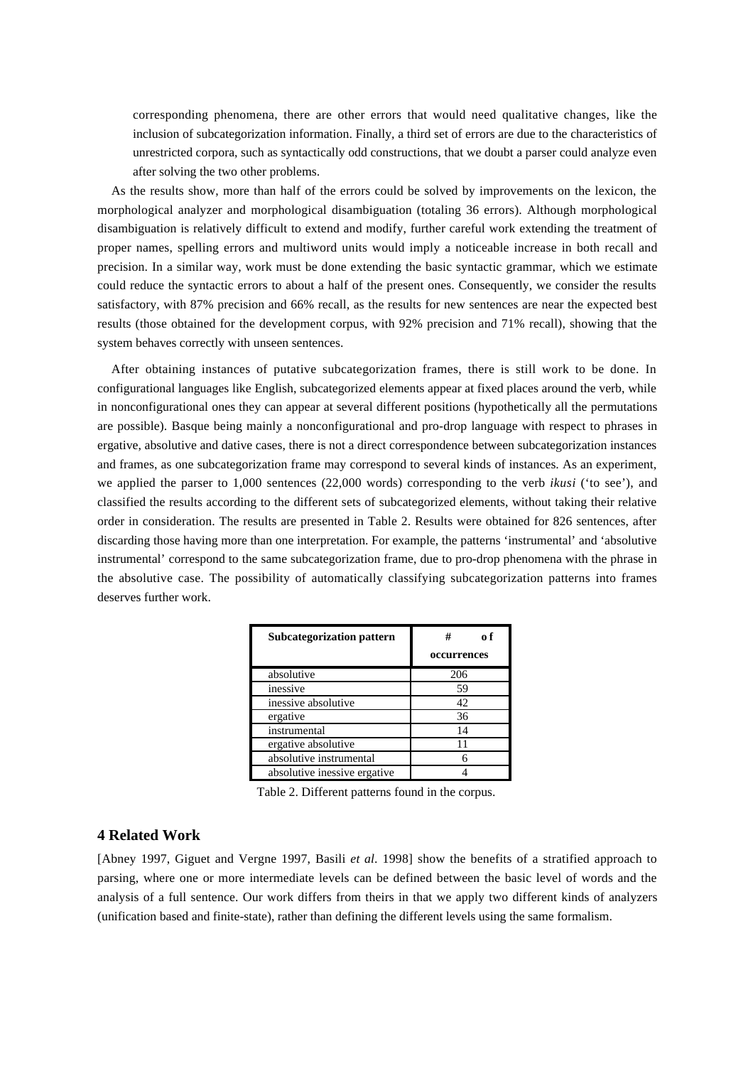corresponding phenomena, there are other errors that would need qualitative changes, like the inclusion of subcategorization information. Finally, a third set of errors are due to the characteristics of unrestricted corpora, such as syntactically odd constructions, that we doubt a parser could analyze even after solving the two other problems.

As the results show, more than half of the errors could be solved by improvements on the lexicon, the morphological analyzer and morphological disambiguation (totaling 36 errors). Although morphological disambiguation is relatively difficult to extend and modify, further careful work extending the treatment of proper names, spelling errors and multiword units would imply a noticeable increase in both recall and precision. In a similar way, work must be done extending the basic syntactic grammar, which we estimate could reduce the syntactic errors to about a half of the present ones. Consequently, we consider the results satisfactory, with 87% precision and 66% recall, as the results for new sentences are near the expected best results (those obtained for the development corpus, with 92% precision and 71% recall), showing that the system behaves correctly with unseen sentences.

After obtaining instances of putative subcategorization frames, there is still work to be done. In configurational languages like English, subcategorized elements appear at fixed places around the verb, while in nonconfigurational ones they can appear at several different positions (hypothetically all the permutations are possible). Basque being mainly a nonconfigurational and pro-drop language with respect to phrases in ergative, absolutive and dative cases, there is not a direct correspondence between subcategorization instances and frames, as one subcategorization frame may correspond to several kinds of instances. As an experiment, we applied the parser to 1,000 sentences (22,000 words) corresponding to the verb *ikusi* ('to see'), and classified the results according to the different sets of subcategorized elements, without taking their relative order in consideration. The results are presented in Table 2. Results were obtained for 826 sentences, after discarding those having more than one interpretation. For example, the patterns 'instrumental' and 'absolutive instrumental' correspond to the same subcategorization frame, due to pro-drop phenomena with the phrase in the absolutive case. The possibility of automatically classifying subcategorization patterns into frames deserves further work.

| **Subcategorization pattern** | **# of occurrences** |
|---|---|
| absolutive | 206 |
| inessive | 59 |
| inessive absolutive | 42 |
| ergative | 36 |
| instrumental | 14 |
| ergative absolutive | 11 |
| absolutive instrumental | 6 |
| absolutive inessive ergative | 4 |

Table 2. Different patterns found in the corpus.

## 4 Related Work

[Abney 1997, Giguet and Vergne 1997, Basili *et al.* 1998] show the benefits of a stratified approach to parsing, where one or more intermediate levels can be defined between the basic level of words and the analysis of a full sentence. Our work differs from theirs in that we apply two different kinds of analyzers (unification based and finite-state), rather than defining the different levels using the same formalism.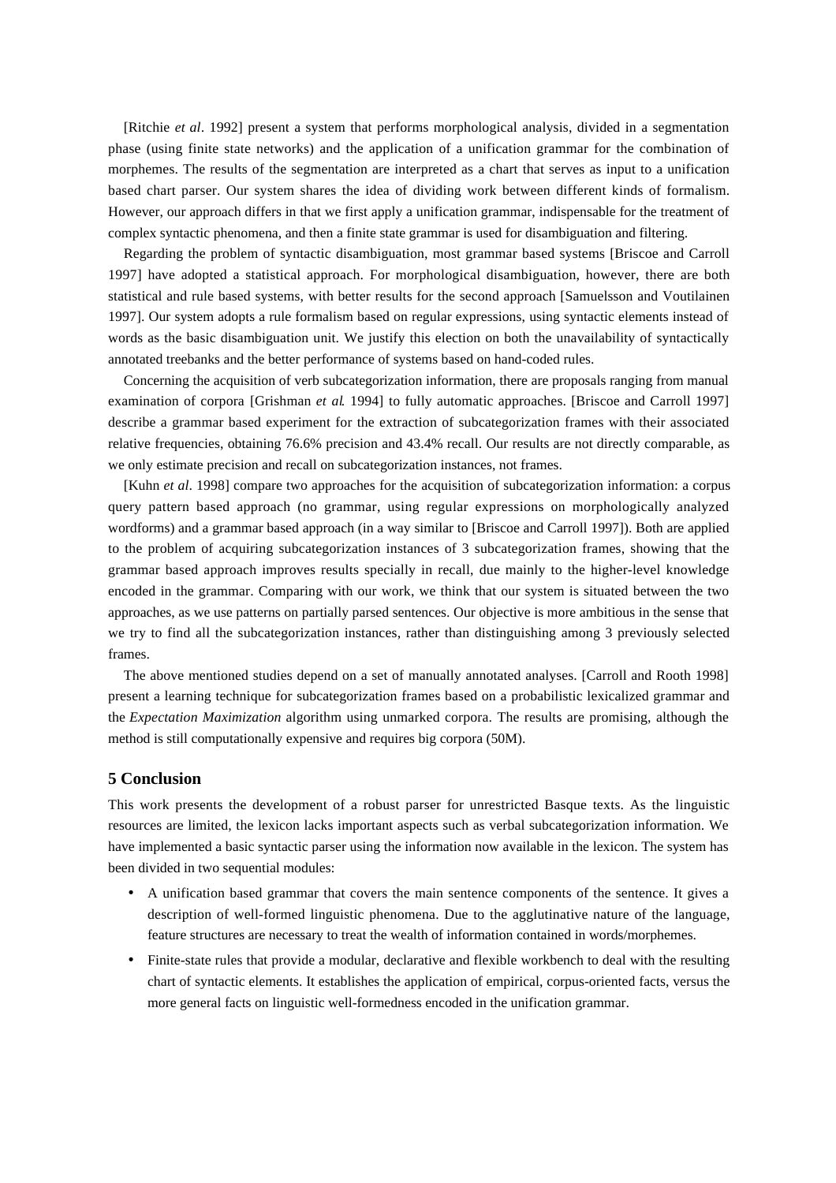[Ritchie *et al*. 1992] present a system that performs morphological analysis, divided in a segmentation phase (using finite state networks) and the application of a unification grammar for the combination of morphemes. The results of the segmentation are interpreted as a chart that serves as input to a unification based chart parser. Our system shares the idea of dividing work between different kinds of formalism. However, our approach differs in that we first apply a unification grammar, indispensable for the treatment of complex syntactic phenomena, and then a finite state grammar is used for disambiguation and filtering.

Regarding the problem of syntactic disambiguation, most grammar based systems [Briscoe and Carroll 1997] have adopted a statistical approach. For morphological disambiguation, however, there are both statistical and rule based systems, with better results for the second approach [Samuelsson and Voutilainen 1997]. Our system adopts a rule formalism based on regular expressions, using syntactic elements instead of words as the basic disambiguation unit. We justify this election on both the unavailability of syntactically annotated treebanks and the better performance of systems based on hand-coded rules.

Concerning the acquisition of verb subcategorization information, there are proposals ranging from manual examination of corpora [Grishman *et al.* 1994] to fully automatic approaches. [Briscoe and Carroll 1997] describe a grammar based experiment for the extraction of subcategorization frames with their associated relative frequencies, obtaining 76.6% precision and 43.4% recall. Our results are not directly comparable, as we only estimate precision and recall on subcategorization instances, not frames.

[Kuhn *et al*. 1998] compare two approaches for the acquisition of subcategorization information: a corpus query pattern based approach (no grammar, using regular expressions on morphologically analyzed wordforms) and a grammar based approach (in a way similar to [Briscoe and Carroll 1997]). Both are applied to the problem of acquiring subcategorization instances of 3 subcategorization frames, showing that the grammar based approach improves results specially in recall, due mainly to the higher-level knowledge encoded in the grammar. Comparing with our work, we think that our system is situated between the two approaches, as we use patterns on partially parsed sentences. Our objective is more ambitious in the sense that we try to find all the subcategorization instances, rather than distinguishing among 3 previously selected frames.

The above mentioned studies depend on a set of manually annotated analyses. [Carroll and Rooth 1998] present a learning technique for subcategorization frames based on a probabilistic lexicalized grammar and the *Expectation Maximization* algorithm using unmarked corpora. The results are promising, although the method is still computationally expensive and requires big corpora (50M).

## 5 Conclusion

This work presents the development of a robust parser for unrestricted Basque texts. As the linguistic resources are limited, the lexicon lacks important aspects such as verbal subcategorization information. We have implemented a basic syntactic parser using the information now available in the lexicon. The system has been divided in two sequential modules:

- A unification based grammar that covers the main sentence components of the sentence. It gives a description of well-formed linguistic phenomena. Due to the agglutinative nature of the language, feature structures are necessary to treat the wealth of information contained in words/morphemes.
- Finite-state rules that provide a modular, declarative and flexible workbench to deal with the resulting chart of syntactic elements. It establishes the application of empirical, corpus-oriented facts, versus the more general facts on linguistic well-formedness encoded in the unification grammar.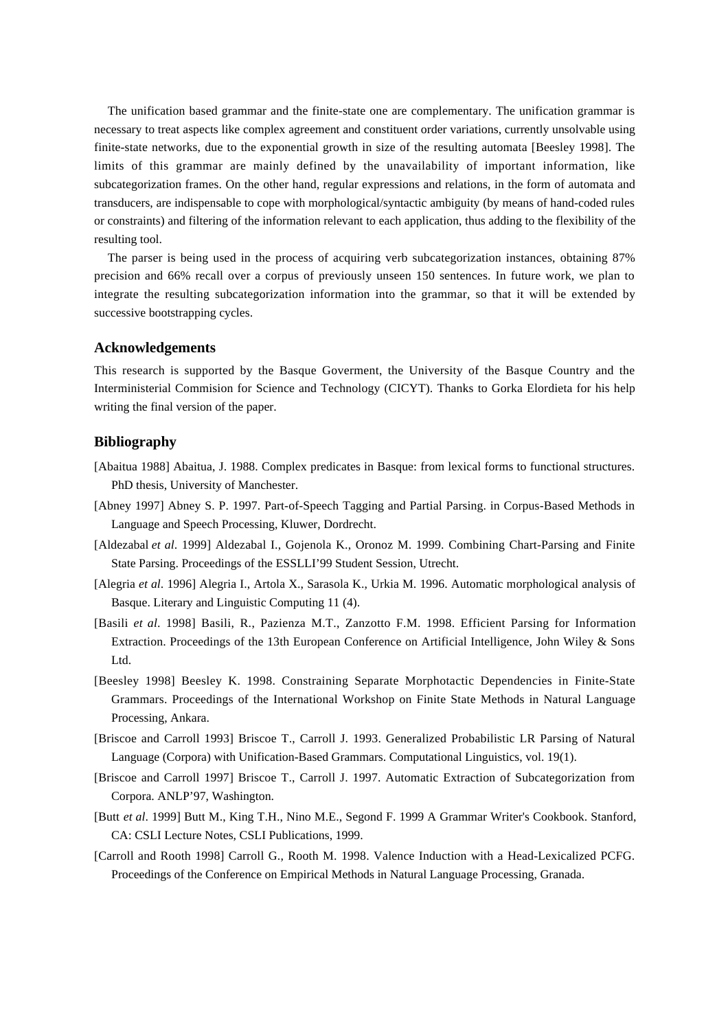The unification based grammar and the finite-state one are complementary. The unification grammar is necessary to treat aspects like complex agreement and constituent order variations, currently unsolvable using finite-state networks, due to the exponential growth in size of the resulting automata [Beesley 1998]. The limits of this grammar are mainly defined by the unavailability of important information, like subcategorization frames. On the other hand, regular expressions and relations, in the form of automata and transducers, are indispensable to cope with morphological/syntactic ambiguity (by means of hand-coded rules or constraints) and filtering of the information relevant to each application, thus adding to the flexibility of the resulting tool.

The parser is being used in the process of acquiring verb subcategorization instances, obtaining 87% precision and 66% recall over a corpus of previously unseen 150 sentences. In future work, we plan to integrate the resulting subcategorization information into the grammar, so that it will be extended by successive bootstrapping cycles.

## Acknowledgements

This research is supported by the Basque Goverment, the University of the Basque Country and the Interministerial Commision for Science and Technology (CICYT). Thanks to Gorka Elordieta for his help writing the final version of the paper.

## Bibliography

[Abaitua 1988] Abaitua, J. 1988. Complex predicates in Basque: from lexical forms to functional structures. PhD thesis, University of Manchester.

[Abney 1997] Abney S. P. 1997. Part-of-Speech Tagging and Partial Parsing. in Corpus-Based Methods in Language and Speech Processing, Kluwer, Dordrecht.

[Aldezabal *et al*. 1999] Aldezabal I., Gojenola K., Oronoz M. 1999. Combining Chart-Parsing and Finite State Parsing. Proceedings of the ESSLLI'99 Student Session, Utrecht.

[Alegria *et al*. 1996] Alegria I., Artola X., Sarasola K., Urkia M. 1996. Automatic morphological analysis of Basque. Literary and Linguistic Computing 11 (4).

[Basili *et al*. 1998] Basili, R., Pazienza M.T., Zanzotto F.M. 1998. Efficient Parsing for Information Extraction. Proceedings of the 13th European Conference on Artificial Intelligence, John Wiley & Sons Ltd.

[Beesley 1998] Beesley K. 1998. Constraining Separate Morphotactic Dependencies in Finite-State Grammars. Proceedings of the International Workshop on Finite State Methods in Natural Language Processing, Ankara.

[Briscoe and Carroll 1993] Briscoe T., Carroll J. 1993. Generalized Probabilistic LR Parsing of Natural Language (Corpora) with Unification-Based Grammars. Computational Linguistics, vol. 19(1).

[Briscoe and Carroll 1997] Briscoe T., Carroll J. 1997. Automatic Extraction of Subcategorization from Corpora. ANLP'97, Washington.

[Butt *et al*. 1999] Butt M., King T.H., Nino M.E., Segond F. 1999 A Grammar Writer's Cookbook. Stanford, CA: CSLI Lecture Notes, CSLI Publications, 1999.

[Carroll and Rooth 1998] Carroll G., Rooth M. 1998. Valence Induction with a Head-Lexicalized PCFG. Proceedings of the Conference on Empirical Methods in Natural Language Processing, Granada.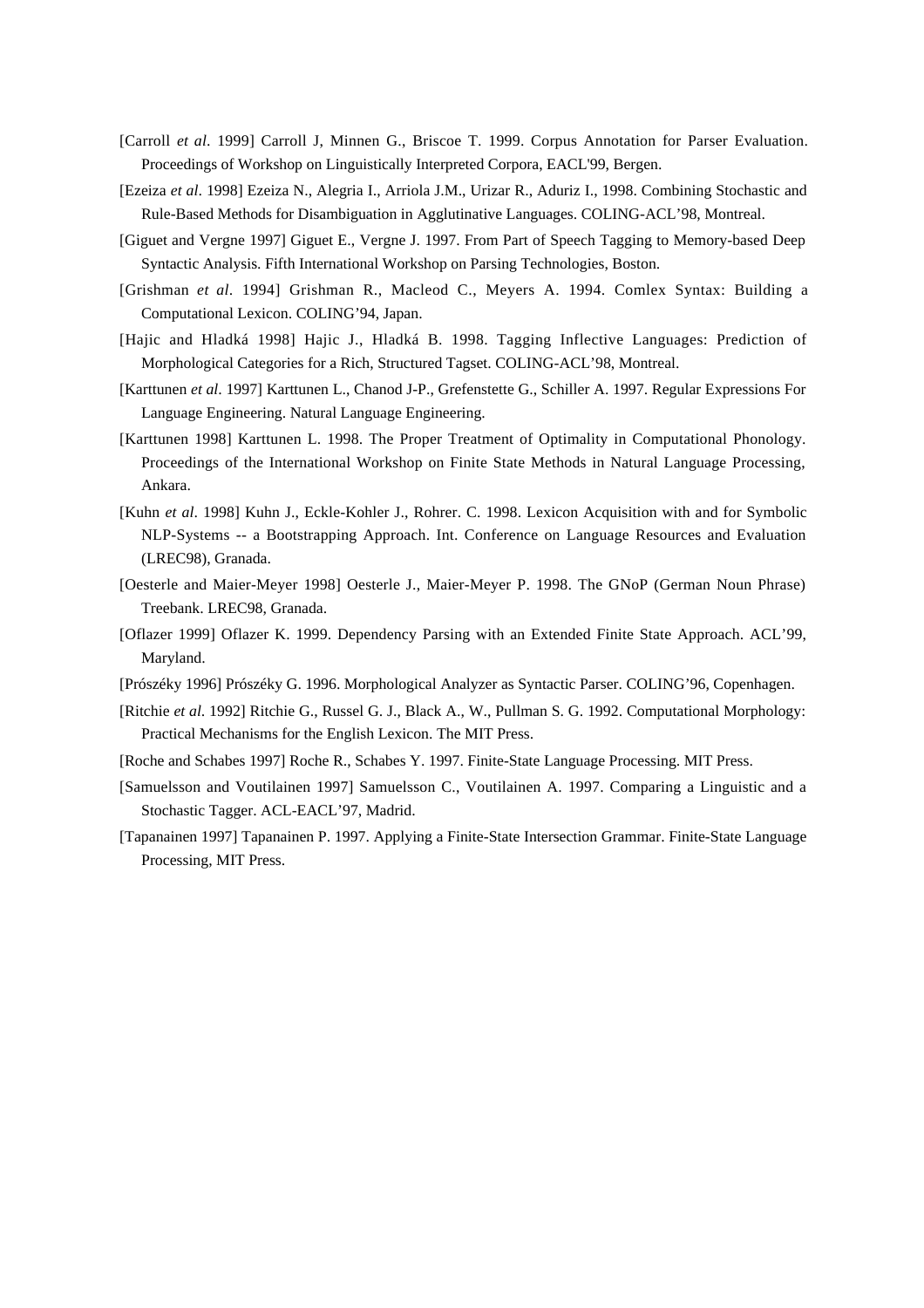[Carroll *et al*. 1999] Carroll J, Minnen G., Briscoe T. 1999. Corpus Annotation for Parser Evaluation. Proceedings of Workshop on Linguistically Interpreted Corpora, EACL'99, Bergen.

[Ezeiza *et al*. 1998] Ezeiza N., Alegria I., Arriola J.M., Urizar R., Aduriz I., 1998. Combining Stochastic and Rule-Based Methods for Disambiguation in Agglutinative Languages. COLING-ACL'98, Montreal.

[Giguet and Vergne 1997] Giguet E., Vergne J. 1997. From Part of Speech Tagging to Memory-based Deep Syntactic Analysis. Fifth International Workshop on Parsing Technologies, Boston.

[Grishman *et al*. 1994] Grishman R., Macleod C., Meyers A. 1994. Comlex Syntax: Building a Computational Lexicon. COLING'94, Japan.

[Hajic and Hladká 1998] Hajic J., Hladká B. 1998. Tagging Inflective Languages: Prediction of Morphological Categories for a Rich, Structured Tagset. COLING-ACL'98, Montreal.

[Karttunen *et al*. 1997] Karttunen L., Chanod J-P., Grefenstette G., Schiller A. 1997. Regular Expressions For Language Engineering. Natural Language Engineering.

[Karttunen 1998] Karttunen L. 1998. The Proper Treatment of Optimality in Computational Phonology. Proceedings of the International Workshop on Finite State Methods in Natural Language Processing, Ankara.

[Kuhn *et al*. 1998] Kuhn J., Eckle-Kohler J., Rohrer. C. 1998. Lexicon Acquisition with and for Symbolic NLP-Systems -- a Bootstrapping Approach. Int. Conference on Language Resources and Evaluation (LREC98), Granada.

[Oesterle and Maier-Meyer 1998] Oesterle J., Maier-Meyer P. 1998. The GNoP (German Noun Phrase) Treebank. LREC98, Granada.

[Oflazer 1999] Oflazer K. 1999. Dependency Parsing with an Extended Finite State Approach. ACL'99, Maryland.

[Prószéky 1996] Prószéky G. 1996. Morphological Analyzer as Syntactic Parser. COLING'96, Copenhagen.

[Ritchie *et al.* 1992] Ritchie G., Russel G. J., Black A., W., Pullman S. G. 1992. Computational Morphology: Practical Mechanisms for the English Lexicon. The MIT Press.

[Roche and Schabes 1997] Roche R., Schabes Y. 1997. Finite-State Language Processing. MIT Press.

[Samuelsson and Voutilainen 1997] Samuelsson C., Voutilainen A. 1997. Comparing a Linguistic and a Stochastic Tagger. ACL-EACL'97, Madrid.

[Tapanainen 1997] Tapanainen P. 1997. Applying a Finite-State Intersection Grammar. Finite-State Language Processing, MIT Press.